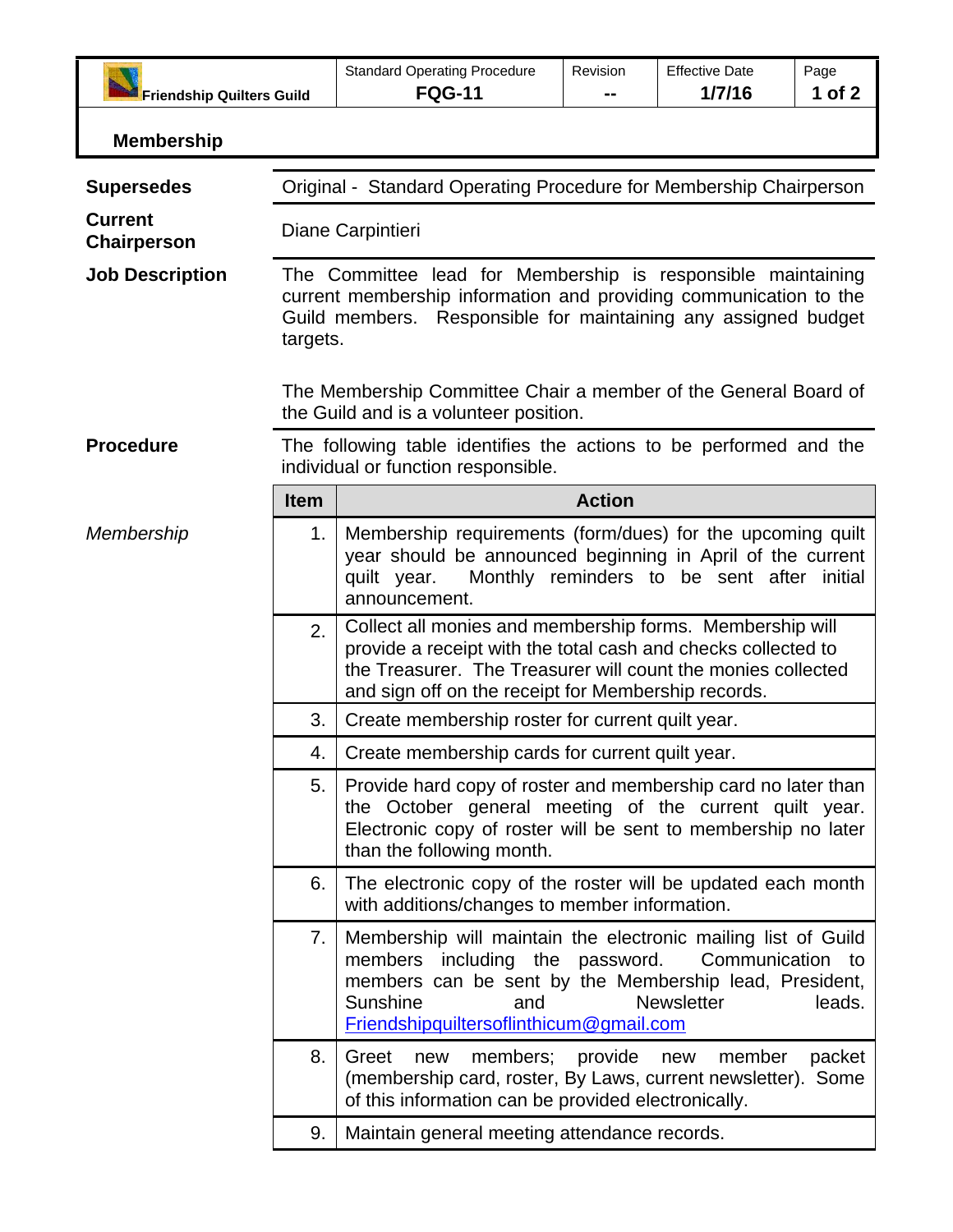| Friendship Quilters Guild | Standard Operating Procedure **FQG-11** | Revision **--** | Effective Date **1/7/16** | Page **1 of 2** |
|---|---|---|---|---|

# Membership

**Supersedes**

Original - Standard Operating Procedure for Membership Chairperson

**Current Chairperson**

Diane Carpintieri

**Job Description**

The Committee lead for Membership is responsible maintaining current membership information and providing communication to the Guild members. Responsible for maintaining any assigned budget targets.

The Membership Committee Chair a member of the General Board of the Guild and is a volunteer position.

**Procedure**

The following table identifies the actions to be performed and the individual or function responsible.

*Membership*

| Item | Action |
|---|---|
| 1. | Membership requirements (form/dues) for the upcoming quilt year should be announced beginning in April of the current quilt year. Monthly reminders to be sent after initial announcement. |
| 2. | Collect all monies and membership forms. Membership will provide a receipt with the total cash and checks collected to the Treasurer. The Treasurer will count the monies collected and sign off on the receipt for Membership records. |
| 3. | Create membership roster for current quilt year. |
| 4. | Create membership cards for current quilt year. |
| 5. | Provide hard copy of roster and membership card no later than the October general meeting of the current quilt year. Electronic copy of roster will be sent to membership no later than the following month. |
| 6. | The electronic copy of the roster will be updated each month with additions/changes to member information. |
| 7. | Membership will maintain the electronic mailing list of Guild members including the password. Communication to members can be sent by the Membership lead, President, Sunshine and Newsletter leads. Friendshipquiltersoflinthicum@gmail.com |
| 8. | Greet new members; provide new member packet (membership card, roster, By Laws, current newsletter). Some of this information can be provided electronically. |
| 9. | Maintain general meeting attendance records. |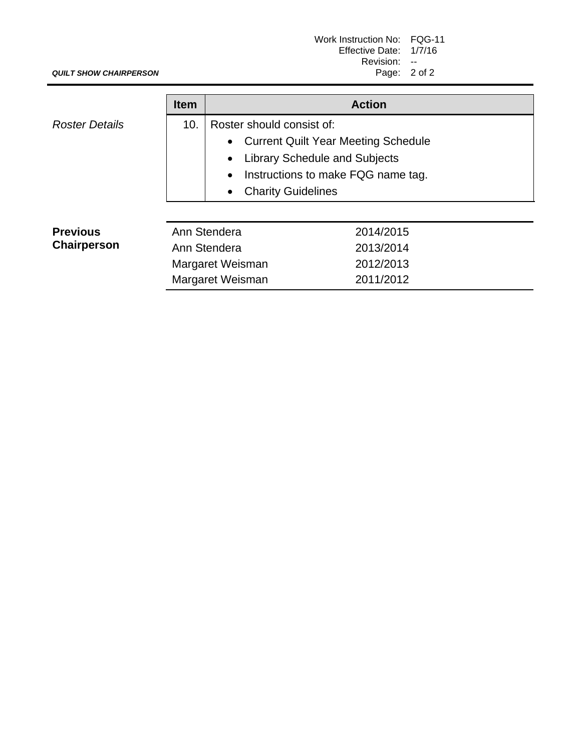| | Item | Action |
|---|---|---|
| *Roster Details* | 10. | Roster should consist of:<br>• Current Quilt Year Meeting Schedule<br>• Library Schedule and Subjects<br>• Instructions to make FQG name tag.<br>• Charity Guidelines |

| **Previous Chairperson** | | |
|---|---|---|
| | Ann Stendera | 2014/2015 |
| | Ann Stendera | 2013/2014 |
| | Margaret Weisman | 2012/2013 |
| | Margaret Weisman | 2011/2012 |